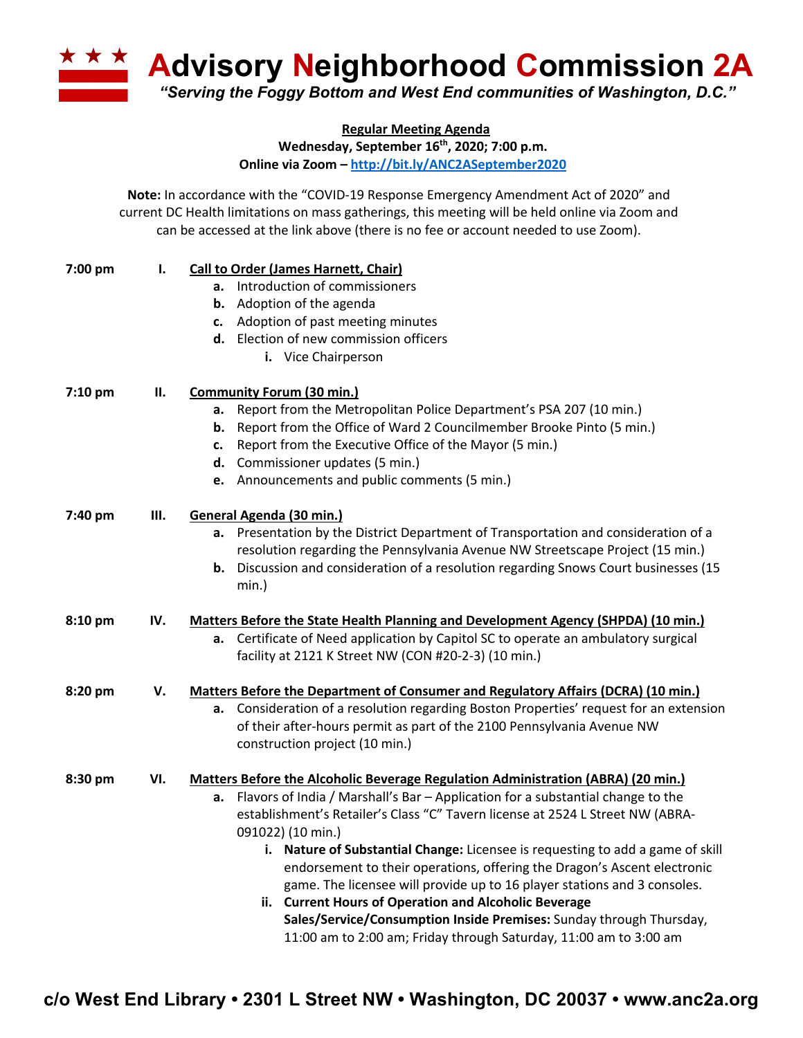# Advisory Neighborhood Commission 2A

*"Serving the Foggy Bottom and West End communities of Washington, D.C."*

**Regular Meeting Agenda**
**Wednesday, September 16th, 2020; 7:00 p.m.**
**Online via Zoom – http://bit.ly/ANC2ASeptember2020**

**Note:** In accordance with the "COVID-19 Response Emergency Amendment Act of 2020" and current DC Health limitations on mass gatherings, this meeting will be held online via Zoom and can be accessed at the link above (there is no fee or account needed to use Zoom).

**7:00 pm — I. Call to Order (James Harnett, Chair)**

- **a.** Introduction of commissioners
- **b.** Adoption of the agenda
- **c.** Adoption of past meeting minutes
- **d.** Election of new commission officers
  - **i.** Vice Chairperson

**7:10 pm — II. Community Forum (30 min.)**

- **a.** Report from the Metropolitan Police Department's PSA 207 (10 min.)
- **b.** Report from the Office of Ward 2 Councilmember Brooke Pinto (5 min.)
- **c.** Report from the Executive Office of the Mayor (5 min.)
- **d.** Commissioner updates (5 min.)
- **e.** Announcements and public comments (5 min.)

**7:40 pm — III. General Agenda (30 min.)**

- **a.** Presentation by the District Department of Transportation and consideration of a resolution regarding the Pennsylvania Avenue NW Streetscape Project (15 min.)
- **b.** Discussion and consideration of a resolution regarding Snows Court businesses (15 min.)

**8:10 pm — IV. Matters Before the State Health Planning and Development Agency (SHPDA) (10 min.)**

- **a.** Certificate of Need application by Capitol SC to operate an ambulatory surgical facility at 2121 K Street NW (CON #20-2-3) (10 min.)

**8:20 pm — V. Matters Before the Department of Consumer and Regulatory Affairs (DCRA) (10 min.)**

- **a.** Consideration of a resolution regarding Boston Properties' request for an extension of their after-hours permit as part of the 2100 Pennsylvania Avenue NW construction project (10 min.)

**8:30 pm — VI. Matters Before the Alcoholic Beverage Regulation Administration (ABRA) (20 min.)**

- **a.** Flavors of India / Marshall's Bar – Application for a substantial change to the establishment's Retailer's Class "C" Tavern license at 2524 L Street NW (ABRA-091022) (10 min.)
  - **i. Nature of Substantial Change:** Licensee is requesting to add a game of skill endorsement to their operations, offering the Dragon's Ascent electronic game. The licensee will provide up to 16 player stations and 3 consoles.
  - **ii. Current Hours of Operation and Alcoholic Beverage Sales/Service/Consumption Inside Premises:** Sunday through Thursday, 11:00 am to 2:00 am; Friday through Saturday, 11:00 am to 3:00 am

**c/o West End Library • 2301 L Street NW • Washington, DC 20037 • www.anc2a.org**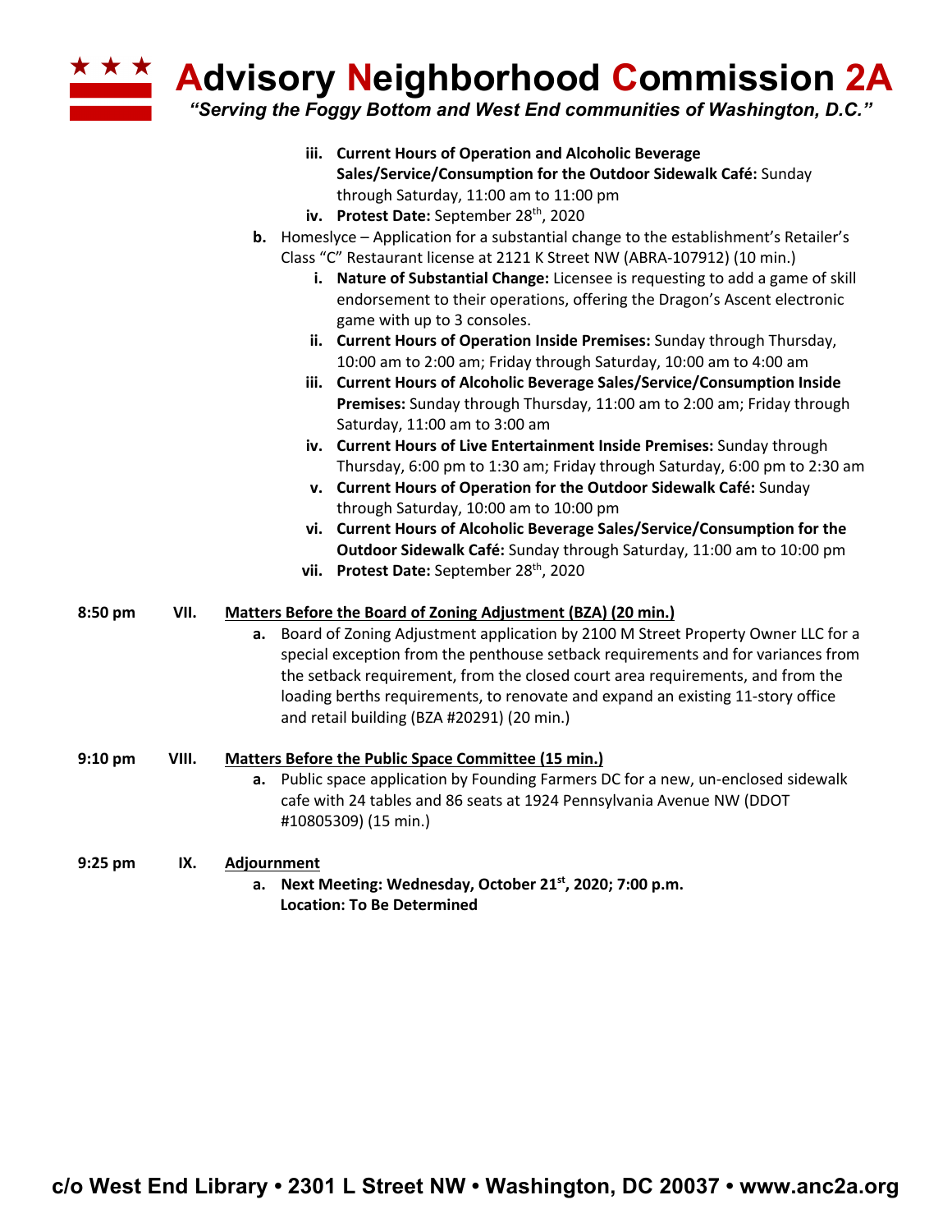iii. **Current Hours of Operation and Alcoholic Beverage Sales/Service/Consumption for the Outdoor Sidewalk Café:** Sunday through Saturday, 11:00 am to 11:00 pm

iv. **Protest Date:** September 28th, 2020

b. Homeslyce – Application for a substantial change to the establishment's Retailer's Class "C" Restaurant license at 2121 K Street NW (ABRA-107912) (10 min.)

i. **Nature of Substantial Change:** Licensee is requesting to add a game of skill endorsement to their operations, offering the Dragon's Ascent electronic game with up to 3 consoles.

ii. **Current Hours of Operation Inside Premises:** Sunday through Thursday, 10:00 am to 2:00 am; Friday through Saturday, 10:00 am to 4:00 am

iii. **Current Hours of Alcoholic Beverage Sales/Service/Consumption Inside Premises:** Sunday through Thursday, 11:00 am to 2:00 am; Friday through Saturday, 11:00 am to 3:00 am

iv. **Current Hours of Live Entertainment Inside Premises:** Sunday through Thursday, 6:00 pm to 1:30 am; Friday through Saturday, 6:00 pm to 2:30 am

v. **Current Hours of Operation for the Outdoor Sidewalk Café:** Sunday through Saturday, 10:00 am to 10:00 pm

vi. **Current Hours of Alcoholic Beverage Sales/Service/Consumption for the Outdoor Sidewalk Café:** Sunday through Saturday, 11:00 am to 10:00 pm

vii. **Protest Date:** September 28th, 2020

8:50 pm VII. **Matters Before the Board of Zoning Adjustment (BZA) (20 min.)**

a. Board of Zoning Adjustment application by 2100 M Street Property Owner LLC for a special exception from the penthouse setback requirements and for variances from the setback requirement, from the closed court area requirements, and from the loading berths requirements, to renovate and expand an existing 11-story office and retail building (BZA #20291) (20 min.)

9:10 pm VIII. **Matters Before the Public Space Committee (15 min.)**

a. Public space application by Founding Farmers DC for a new, un-enclosed sidewalk cafe with 24 tables and 86 seats at 1924 Pennsylvania Avenue NW (DDOT #10805309) (15 min.)

9:25 pm IX. **Adjournment**

a. **Next Meeting: Wednesday, October 21st, 2020; 7:00 p.m.**
**Location: To Be Determined**